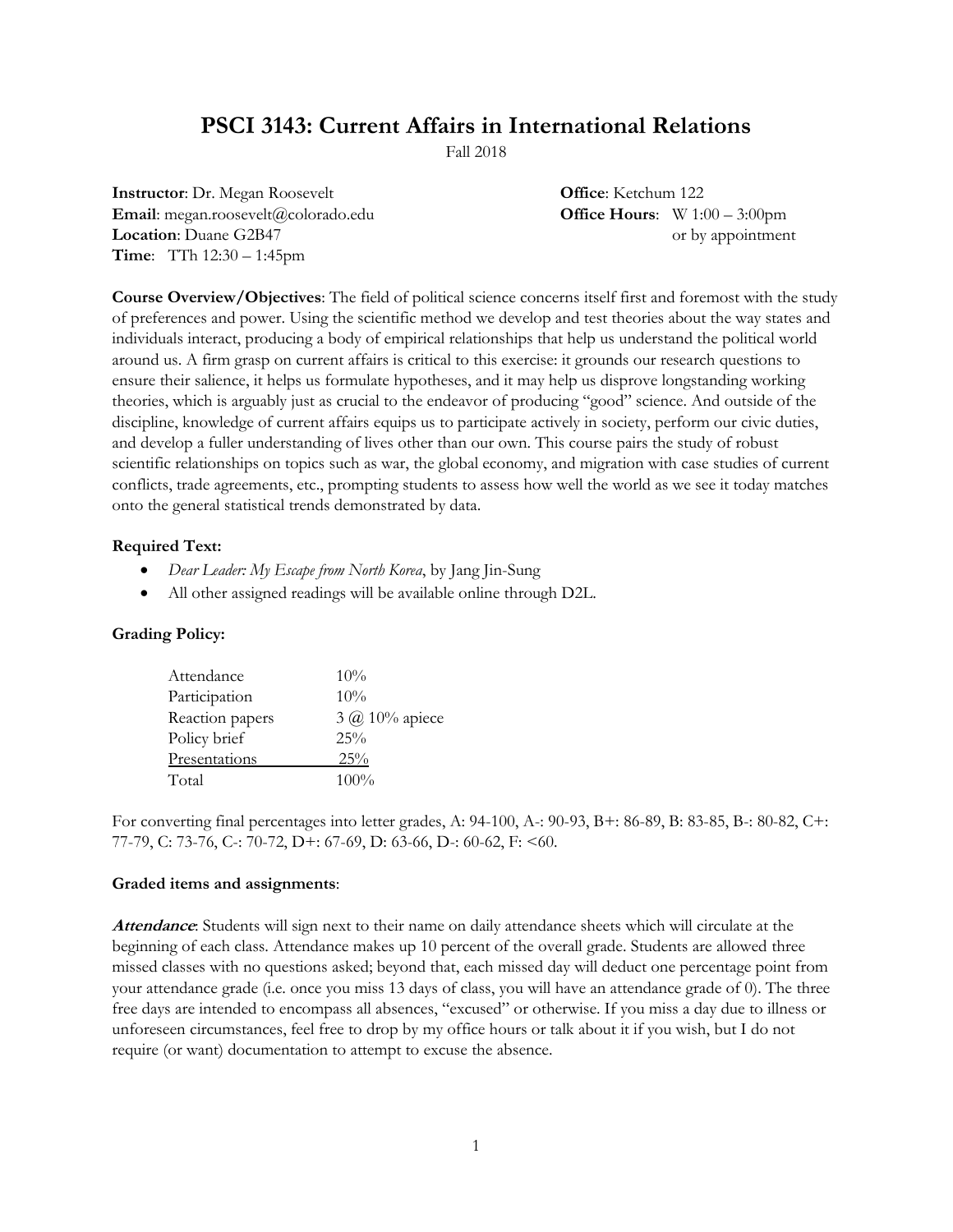# PSCI 3143: Current Affairs in International Relations

Fall 2018

**Instructor**: Dr. Megan Roosevelt
**Email**: megan.roosevelt@colorado.edu
**Location**: Duane G2B47
**Time**: TTh 12:30 – 1:45pm

**Office**: Ketchum 122
**Office Hours**: W 1:00 – 3:00pm
or by appointment

**Course Overview/Objectives**: The field of political science concerns itself first and foremost with the study of preferences and power. Using the scientific method we develop and test theories about the way states and individuals interact, producing a body of empirical relationships that help us understand the political world around us. A firm grasp on current affairs is critical to this exercise: it grounds our research questions to ensure their salience, it helps us formulate hypotheses, and it may help us disprove longstanding working theories, which is arguably just as crucial to the endeavor of producing "good" science. And outside of the discipline, knowledge of current affairs equips us to participate actively in society, perform our civic duties, and develop a fuller understanding of lives other than our own. This course pairs the study of robust scientific relationships on topics such as war, the global economy, and migration with case studies of current conflicts, trade agreements, etc., prompting students to assess how well the world as we see it today matches onto the general statistical trends demonstrated by data.

**Required Text:**

- *Dear Leader: My Escape from North Korea*, by Jang Jin-Sung
- All other assigned readings will be available online through D2L.

**Grading Policy:**

| | |
|---|---|
| Attendance | 10% |
| Participation | 10% |
| Reaction papers | 3 @ 10% apiece |
| Policy brief | 25% |
| Presentations | 25% |
| Total | 100% |

For converting final percentages into letter grades, A: 94-100, A-: 90-93, B+: 86-89, B: 83-85, B-: 80-82, C+: 77-79, C: 73-76, C-: 70-72, D+: 67-69, D: 63-66, D-: 60-62, F: <60.

**Graded items and assignments**:

***Attendance***: Students will sign next to their name on daily attendance sheets which will circulate at the beginning of each class. Attendance makes up 10 percent of the overall grade. Students are allowed three missed classes with no questions asked; beyond that, each missed day will deduct one percentage point from your attendance grade (i.e. once you miss 13 days of class, you will have an attendance grade of 0). The three free days are intended to encompass all absences, "excused" or otherwise. If you miss a day due to illness or unforeseen circumstances, feel free to drop by my office hours or talk about it if you wish, but I do not require (or want) documentation to attempt to excuse the absence.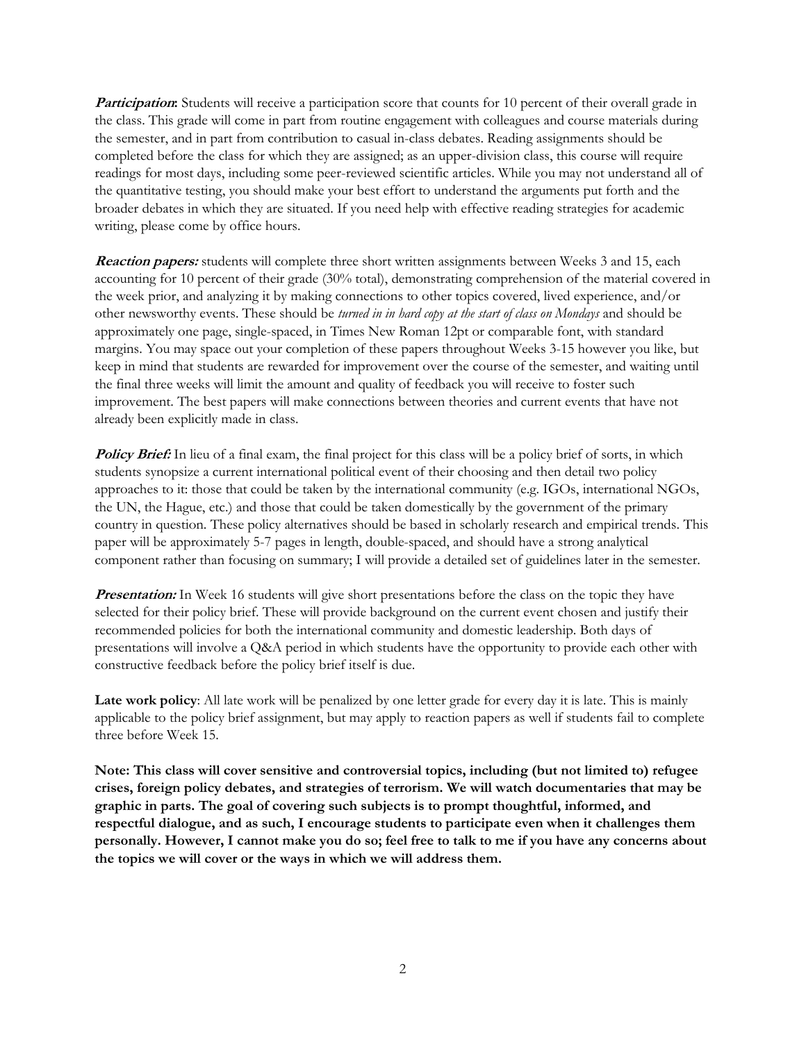***Participation*:** Students will receive a participation score that counts for 10 percent of their overall grade in the class. This grade will come in part from routine engagement with colleagues and course materials during the semester, and in part from contribution to casual in-class debates. Reading assignments should be completed before the class for which they are assigned; as an upper-division class, this course will require readings for most days, including some peer-reviewed scientific articles. While you may not understand all of the quantitative testing, you should make your best effort to understand the arguments put forth and the broader debates in which they are situated. If you need help with effective reading strategies for academic writing, please come by office hours.

***Reaction papers:*** students will complete three short written assignments between Weeks 3 and 15, each accounting for 10 percent of their grade (30% total), demonstrating comprehension of the material covered in the week prior, and analyzing it by making connections to other topics covered, lived experience, and/or other newsworthy events. These should be *turned in in hard copy at the start of class on Mondays* and should be approximately one page, single-spaced, in Times New Roman 12pt or comparable font, with standard margins. You may space out your completion of these papers throughout Weeks 3-15 however you like, but keep in mind that students are rewarded for improvement over the course of the semester, and waiting until the final three weeks will limit the amount and quality of feedback you will receive to foster such improvement. The best papers will make connections between theories and current events that have not already been explicitly made in class.

***Policy Brief:*** In lieu of a final exam, the final project for this class will be a policy brief of sorts, in which students synopsize a current international political event of their choosing and then detail two policy approaches to it: those that could be taken by the international community (e.g. IGOs, international NGOs, the UN, the Hague, etc.) and those that could be taken domestically by the government of the primary country in question. These policy alternatives should be based in scholarly research and empirical trends. This paper will be approximately 5-7 pages in length, double-spaced, and should have a strong analytical component rather than focusing on summary; I will provide a detailed set of guidelines later in the semester.

***Presentation:*** In Week 16 students will give short presentations before the class on the topic they have selected for their policy brief. These will provide background on the current event chosen and justify their recommended policies for both the international community and domestic leadership. Both days of presentations will involve a Q&A period in which students have the opportunity to provide each other with constructive feedback before the policy brief itself is due.

**Late work policy**: All late work will be penalized by one letter grade for every day it is late. This is mainly applicable to the policy brief assignment, but may apply to reaction papers as well if students fail to complete three before Week 15.

**Note: This class will cover sensitive and controversial topics, including (but not limited to) refugee crises, foreign policy debates, and strategies of terrorism. We will watch documentaries that may be graphic in parts. The goal of covering such subjects is to prompt thoughtful, informed, and respectful dialogue, and as such, I encourage students to participate even when it challenges them personally. However, I cannot make you do so; feel free to talk to me if you have any concerns about the topics we will cover or the ways in which we will address them.**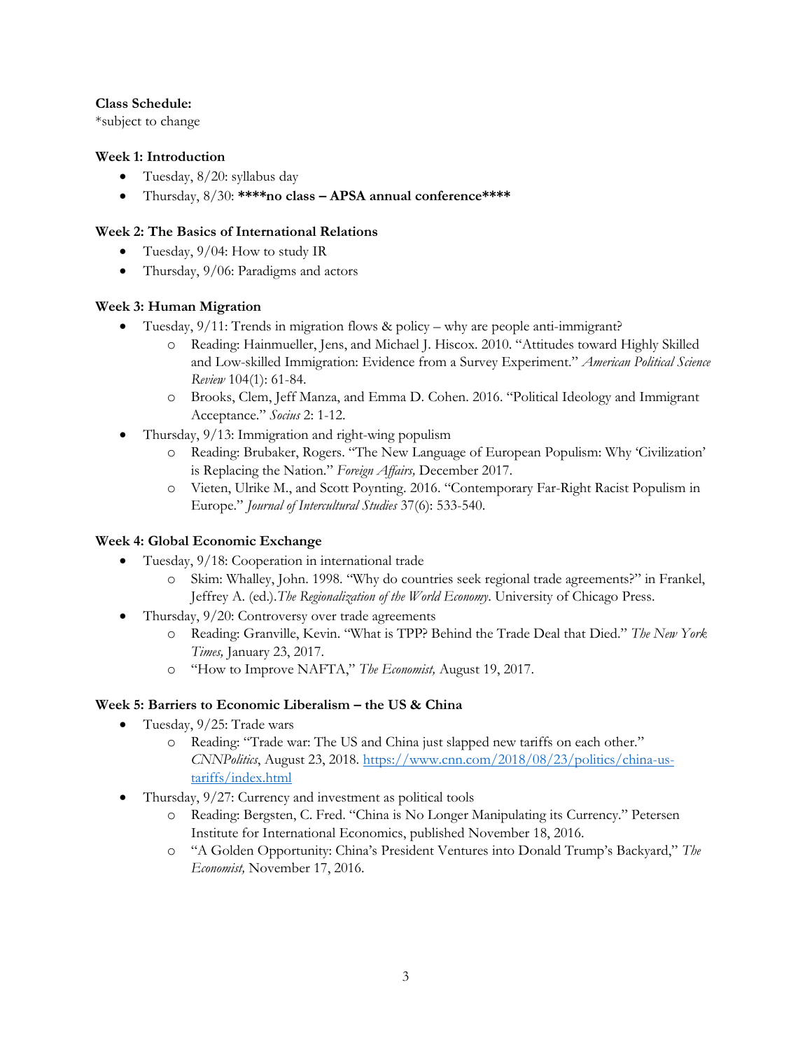**Class Schedule:**
*subject to change

**Week 1: Introduction**

- Tuesday, 8/20: syllabus day
- Thursday, 8/30: **\*\*\*\*no class – APSA annual conference\*\*\*\***

**Week 2: The Basics of International Relations**

- Tuesday, 9/04: How to study IR
- Thursday, 9/06: Paradigms and actors

**Week 3: Human Migration**

- Tuesday, 9/11: Trends in migration flows & policy – why are people anti-immigrant?
    - Reading: Hainmueller, Jens, and Michael J. Hiscox. 2010. "Attitudes toward Highly Skilled and Low-skilled Immigration: Evidence from a Survey Experiment." *American Political Science Review* 104(1): 61-84.
    - Brooks, Clem, Jeff Manza, and Emma D. Cohen. 2016. "Political Ideology and Immigrant Acceptance." *Socius* 2: 1-12.
- Thursday, 9/13: Immigration and right-wing populism
    - Reading: Brubaker, Rogers. "The New Language of European Populism: Why 'Civilization' is Replacing the Nation." *Foreign Affairs,* December 2017.
    - Vieten, Ulrike M., and Scott Poynting. 2016. "Contemporary Far-Right Racist Populism in Europe." *Journal of Intercultural Studies* 37(6): 533-540.

**Week 4: Global Economic Exchange**

- Tuesday, 9/18: Cooperation in international trade
    - Skim: Whalley, John. 1998. "Why do countries seek regional trade agreements?" in Frankel, Jeffrey A. (ed.).*The Regionalization of the World Economy*. University of Chicago Press.
- Thursday, 9/20: Controversy over trade agreements
    - Reading: Granville, Kevin. "What is TPP? Behind the Trade Deal that Died." *The New York Times,* January 23, 2017.
    - "How to Improve NAFTA," *The Economist,* August 19, 2017.

**Week 5: Barriers to Economic Liberalism – the US & China**

- Tuesday, 9/25: Trade wars
    - Reading: "Trade war: The US and China just slapped new tariffs on each other." *CNNPolitics*, August 23, 2018. https://www.cnn.com/2018/08/23/politics/china-us-tariffs/index.html
- Thursday, 9/27: Currency and investment as political tools
    - Reading: Bergsten, C. Fred. "China is No Longer Manipulating its Currency." Petersen Institute for International Economics, published November 18, 2016.
    - "A Golden Opportunity: China's President Ventures into Donald Trump's Backyard," *The Economist,* November 17, 2016.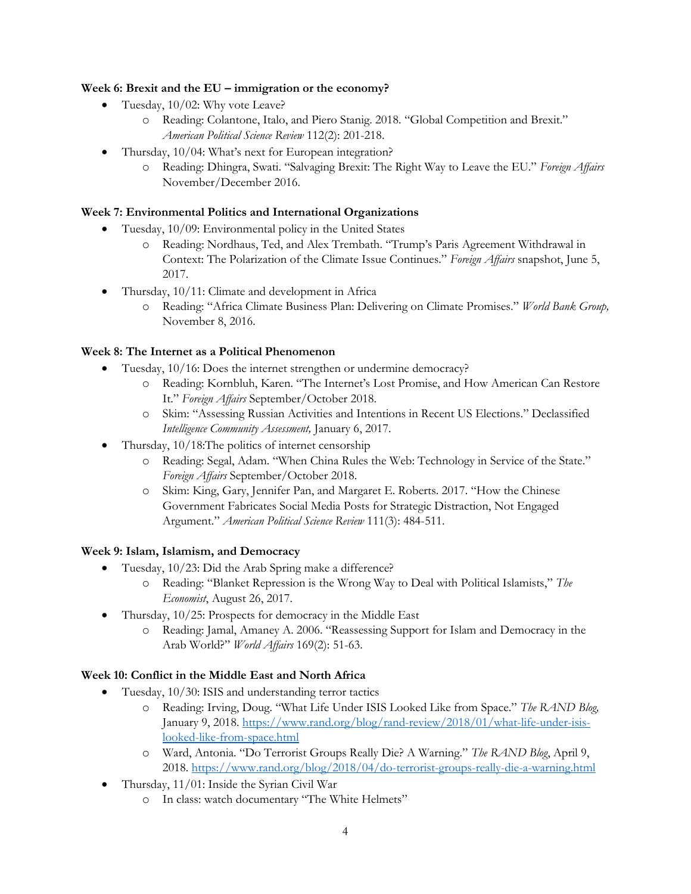**Week 6: Brexit and the EU – immigration or the economy?**

- Tuesday, 10/02: Why vote Leave?
  - Reading: Colantone, Italo, and Piero Stanig. 2018. "Global Competition and Brexit." *American Political Science Review* 112(2): 201-218.
- Thursday, 10/04: What's next for European integration?
  - Reading: Dhingra, Swati. "Salvaging Brexit: The Right Way to Leave the EU." *Foreign Affairs* November/December 2016.

**Week 7: Environmental Politics and International Organizations**

- Tuesday, 10/09: Environmental policy in the United States
  - Reading: Nordhaus, Ted, and Alex Trembath. "Trump's Paris Agreement Withdrawal in Context: The Polarization of the Climate Issue Continues." *Foreign Affairs* snapshot, June 5, 2017.
- Thursday, 10/11: Climate and development in Africa
  - Reading: "Africa Climate Business Plan: Delivering on Climate Promises." *World Bank Group,* November 8, 2016.

**Week 8: The Internet as a Political Phenomenon**

- Tuesday, 10/16: Does the internet strengthen or undermine democracy?
  - Reading: Kornbluh, Karen. "The Internet's Lost Promise, and How American Can Restore It." *Foreign Affairs* September/October 2018.
  - Skim: "Assessing Russian Activities and Intentions in Recent US Elections." Declassified *Intelligence Community Assessment,* January 6, 2017.
- Thursday, 10/18:The politics of internet censorship
  - Reading: Segal, Adam. "When China Rules the Web: Technology in Service of the State." *Foreign Affairs* September/October 2018.
  - Skim: King, Gary, Jennifer Pan, and Margaret E. Roberts. 2017. "How the Chinese Government Fabricates Social Media Posts for Strategic Distraction, Not Engaged Argument." *American Political Science Review* 111(3): 484-511.

**Week 9: Islam, Islamism, and Democracy**

- Tuesday, 10/23: Did the Arab Spring make a difference?
  - Reading: "Blanket Repression is the Wrong Way to Deal with Political Islamists," *The Economist*, August 26, 2017.
- Thursday, 10/25: Prospects for democracy in the Middle East
  - Reading: Jamal, Amaney A. 2006. "Reassessing Support for Islam and Democracy in the Arab World?" *World Affairs* 169(2): 51-63.

**Week 10: Conflict in the Middle East and North Africa**

- Tuesday, 10/30: ISIS and understanding terror tactics
  - Reading: Irving, Doug. "What Life Under ISIS Looked Like from Space." *The RAND Blog,* January 9, 2018. [https://www.rand.org/blog/rand-review/2018/01/what-life-under-isis-looked-like-from-space.html](https://www.rand.org/blog/rand-review/2018/01/what-life-under-isis-looked-like-from-space.html)
  - Ward, Antonia. "Do Terrorist Groups Really Die? A Warning." *The RAND Blog*, April 9, 2018. [https://www.rand.org/blog/2018/04/do-terrorist-groups-really-die-a-warning.html](https://www.rand.org/blog/2018/04/do-terrorist-groups-really-die-a-warning.html)
- Thursday, 11/01: Inside the Syrian Civil War
  - In class: watch documentary "The White Helmets"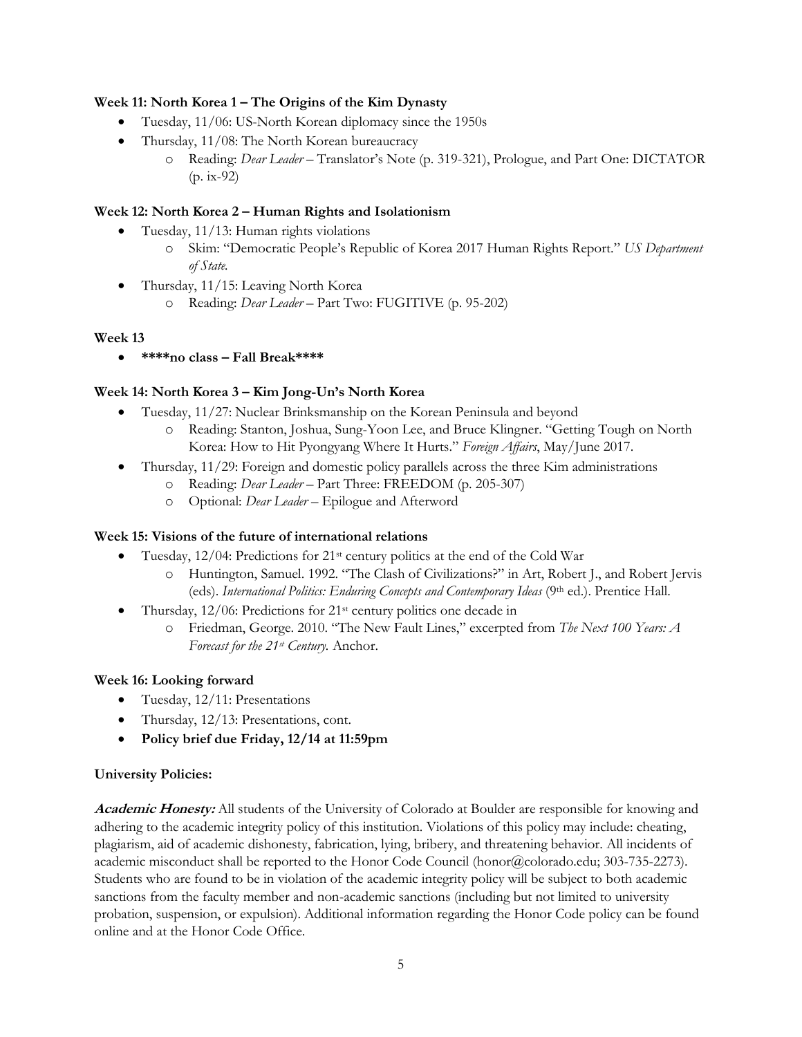**Week 11: North Korea 1 – The Origins of the Kim Dynasty**

- Tuesday, 11/06: US-North Korean diplomacy since the 1950s
- Thursday, 11/08: The North Korean bureaucracy
  - Reading: *Dear Leader* – Translator's Note (p. 319-321), Prologue, and Part One: DICTATOR (p. ix-92)

**Week 12: North Korea 2 – Human Rights and Isolationism**

- Tuesday, 11/13: Human rights violations
  - Skim: "Democratic People's Republic of Korea 2017 Human Rights Report." *US Department of State.*
- Thursday, 11/15: Leaving North Korea
  - Reading: *Dear Leader* – Part Two: FUGITIVE (p. 95-202)

**Week 13**

- **\*\*\*\*no class – Fall Break\*\*\*\***

**Week 14: North Korea 3 – Kim Jong-Un's North Korea**

- Tuesday, 11/27: Nuclear Brinksmanship on the Korean Peninsula and beyond
  - Reading: Stanton, Joshua, Sung-Yoon Lee, and Bruce Klingner. "Getting Tough on North Korea: How to Hit Pyongyang Where It Hurts." *Foreign Affairs*, May/June 2017.
- Thursday, 11/29: Foreign and domestic policy parallels across the three Kim administrations
  - Reading: *Dear Leader* – Part Three: FREEDOM (p. 205-307)
  - Optional: *Dear Leader* – Epilogue and Afterword

**Week 15: Visions of the future of international relations**

- Tuesday, 12/04: Predictions for 21st century politics at the end of the Cold War
  - Huntington, Samuel. 1992. "The Clash of Civilizations?" in Art, Robert J., and Robert Jervis (eds). *International Politics: Enduring Concepts and Contemporary Ideas* (9th ed.). Prentice Hall.
- Thursday, 12/06: Predictions for 21st century politics one decade in
  - Friedman, George. 2010. "The New Fault Lines," excerpted from *The Next 100 Years: A Forecast for the 21st Century.* Anchor.

**Week 16: Looking forward**

- Tuesday, 12/11: Presentations
- Thursday, 12/13: Presentations, cont.
- **Policy brief due Friday, 12/14 at 11:59pm**

**University Policies:**

***Academic Honesty:*** All students of the University of Colorado at Boulder are responsible for knowing and adhering to the academic integrity policy of this institution. Violations of this policy may include: cheating, plagiarism, aid of academic dishonesty, fabrication, lying, bribery, and threatening behavior. All incidents of academic misconduct shall be reported to the Honor Code Council (honor@colorado.edu; 303-735-2273). Students who are found to be in violation of the academic integrity policy will be subject to both academic sanctions from the faculty member and non-academic sanctions (including but not limited to university probation, suspension, or expulsion). Additional information regarding the Honor Code policy can be found online and at the Honor Code Office.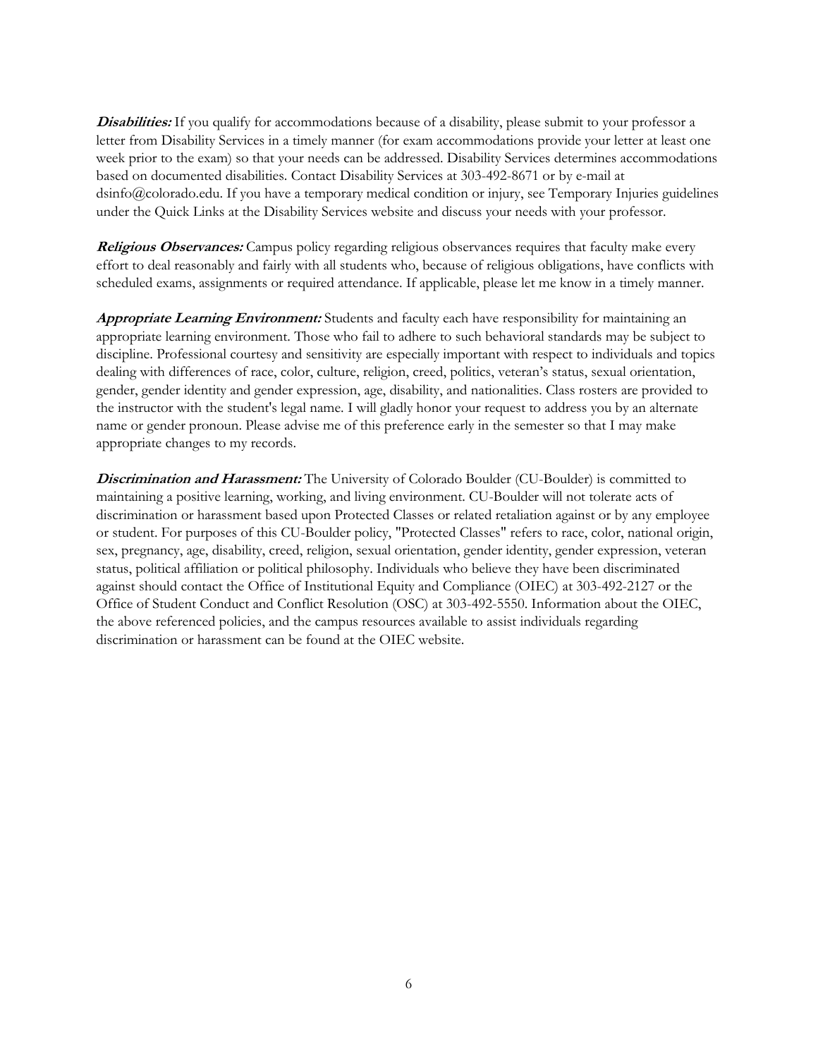***Disabilities:*** If you qualify for accommodations because of a disability, please submit to your professor a letter from Disability Services in a timely manner (for exam accommodations provide your letter at least one week prior to the exam) so that your needs can be addressed. Disability Services determines accommodations based on documented disabilities. Contact Disability Services at 303-492-8671 or by e-mail at dsinfo@colorado.edu. If you have a temporary medical condition or injury, see Temporary Injuries guidelines under the Quick Links at the Disability Services website and discuss your needs with your professor.

***Religious Observances:*** Campus policy regarding religious observances requires that faculty make every effort to deal reasonably and fairly with all students who, because of religious obligations, have conflicts with scheduled exams, assignments or required attendance. If applicable, please let me know in a timely manner.

***Appropriate Learning Environment:*** Students and faculty each have responsibility for maintaining an appropriate learning environment. Those who fail to adhere to such behavioral standards may be subject to discipline. Professional courtesy and sensitivity are especially important with respect to individuals and topics dealing with differences of race, color, culture, religion, creed, politics, veteran's status, sexual orientation, gender, gender identity and gender expression, age, disability, and nationalities. Class rosters are provided to the instructor with the student's legal name. I will gladly honor your request to address you by an alternate name or gender pronoun. Please advise me of this preference early in the semester so that I may make appropriate changes to my records.

***Discrimination and Harassment:*** The University of Colorado Boulder (CU-Boulder) is committed to maintaining a positive learning, working, and living environment. CU-Boulder will not tolerate acts of discrimination or harassment based upon Protected Classes or related retaliation against or by any employee or student. For purposes of this CU-Boulder policy, "Protected Classes" refers to race, color, national origin, sex, pregnancy, age, disability, creed, religion, sexual orientation, gender identity, gender expression, veteran status, political affiliation or political philosophy. Individuals who believe they have been discriminated against should contact the Office of Institutional Equity and Compliance (OIEC) at 303-492-2127 or the Office of Student Conduct and Conflict Resolution (OSC) at 303-492-5550. Information about the OIEC, the above referenced policies, and the campus resources available to assist individuals regarding discrimination or harassment can be found at the OIEC website.